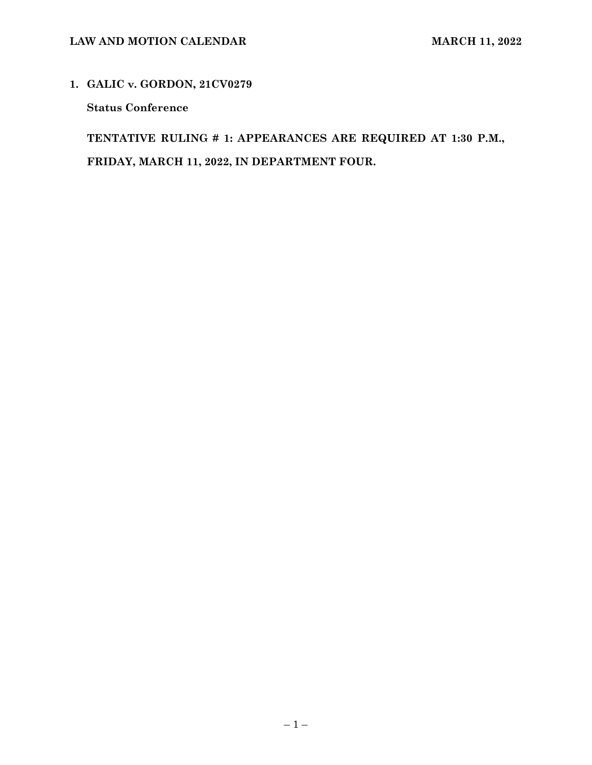1. **GALIC v. GORDON, 21CV0279**

   **Status Conference**

   **TENTATIVE RULING # 1: APPEARANCES ARE REQUIRED AT 1:30 P.M., FRIDAY, MARCH 11, 2022, IN DEPARTMENT FOUR.**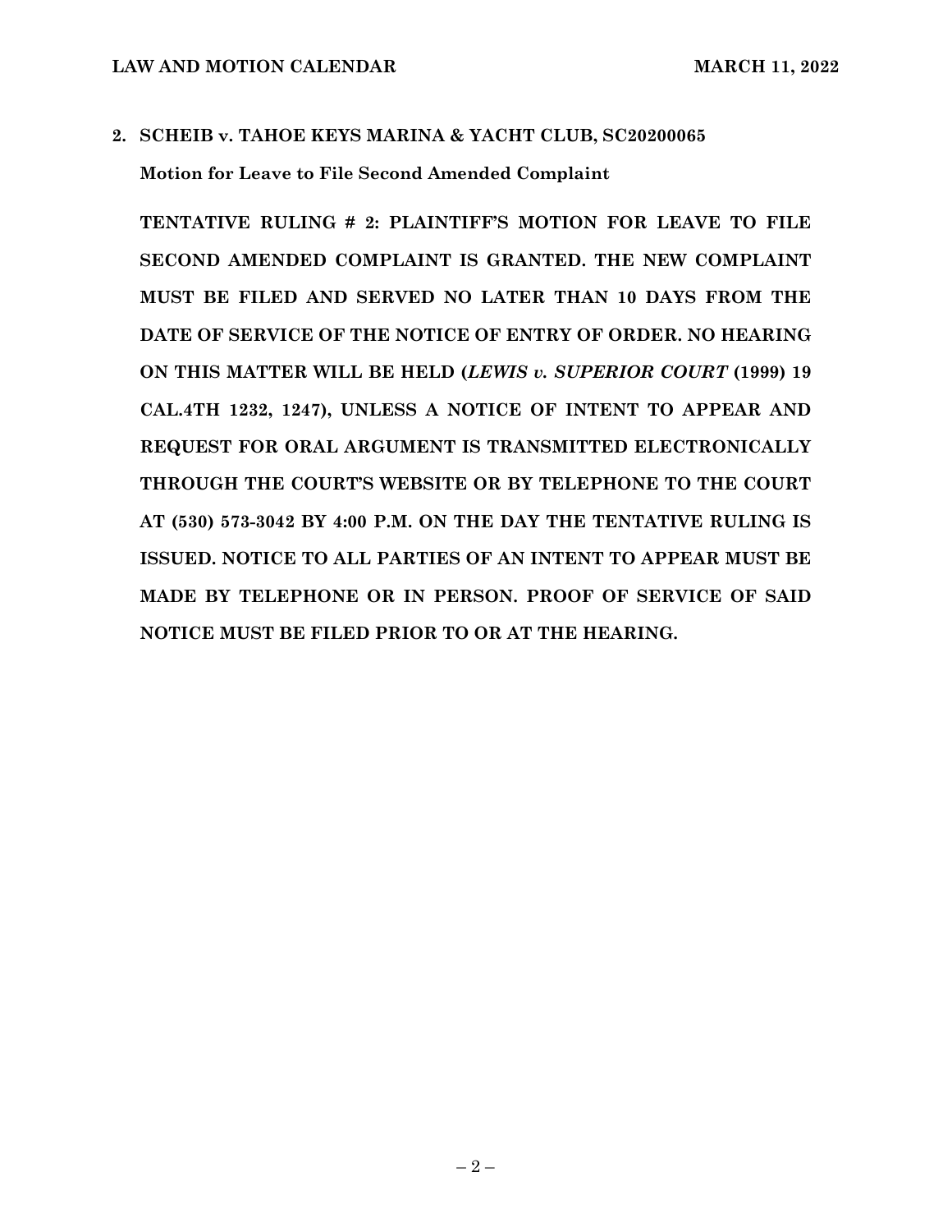**2. SCHEIB v. TAHOE KEYS MARINA & YACHT CLUB, SC20200065**

**Motion for Leave to File Second Amended Complaint**

**TENTATIVE RULING # 2: PLAINTIFF'S MOTION FOR LEAVE TO FILE SECOND AMENDED COMPLAINT IS GRANTED. THE NEW COMPLAINT MUST BE FILED AND SERVED NO LATER THAN 10 DAYS FROM THE DATE OF SERVICE OF THE NOTICE OF ENTRY OF ORDER. NO HEARING ON THIS MATTER WILL BE HELD (*LEWIS v. SUPERIOR COURT* (1999) 19 CAL.4TH 1232, 1247), UNLESS A NOTICE OF INTENT TO APPEAR AND REQUEST FOR ORAL ARGUMENT IS TRANSMITTED ELECTRONICALLY THROUGH THE COURT'S WEBSITE OR BY TELEPHONE TO THE COURT AT (530) 573-3042 BY 4:00 P.M. ON THE DAY THE TENTATIVE RULING IS ISSUED. NOTICE TO ALL PARTIES OF AN INTENT TO APPEAR MUST BE MADE BY TELEPHONE OR IN PERSON. PROOF OF SERVICE OF SAID NOTICE MUST BE FILED PRIOR TO OR AT THE HEARING.**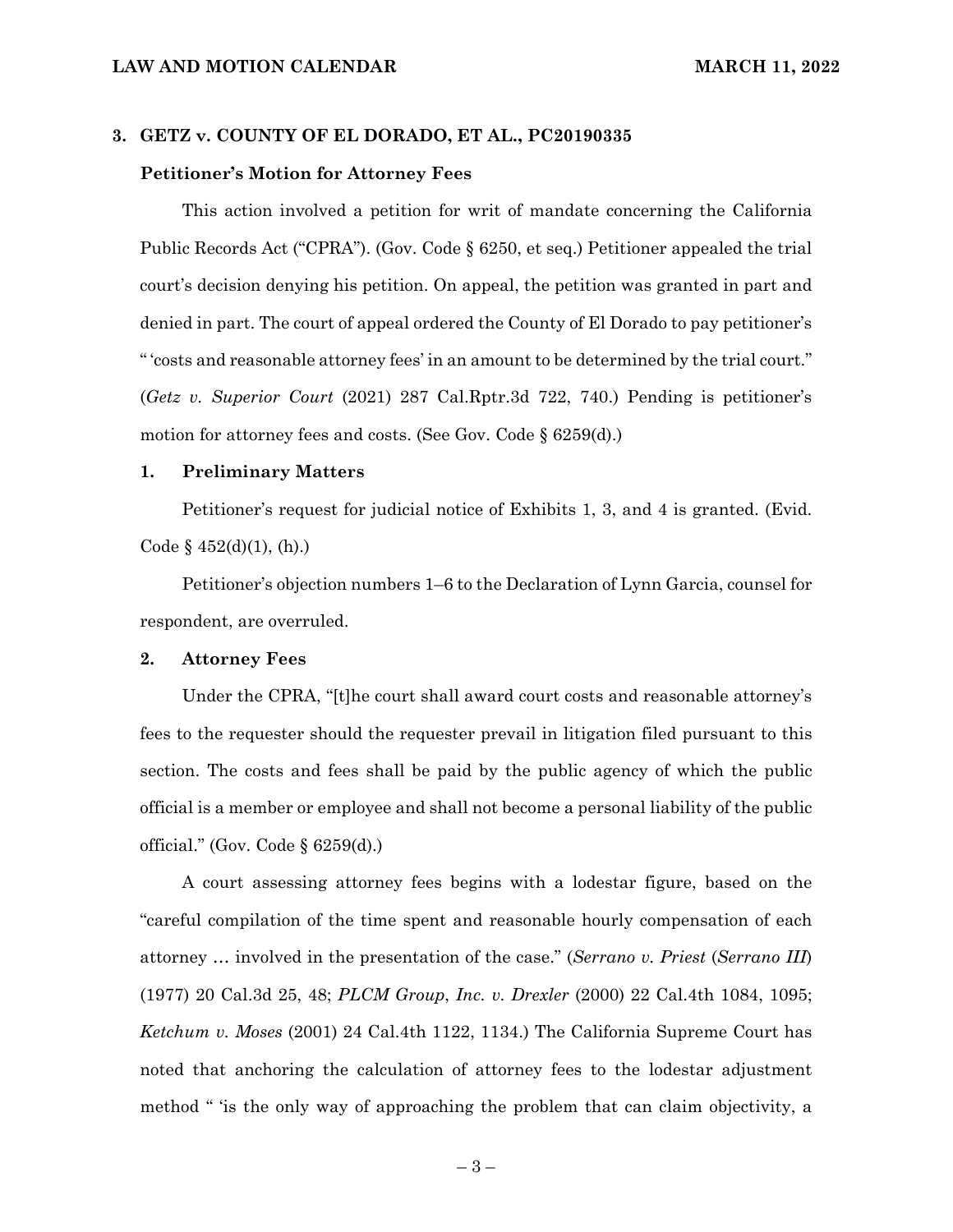### 3. GETZ v. COUNTY OF EL DORADO, ET AL., PC20190335

**Petitioner's Motion for Attorney Fees**

This action involved a petition for writ of mandate concerning the California Public Records Act ("CPRA"). (Gov. Code § 6250, et seq.) Petitioner appealed the trial court's decision denying his petition. On appeal, the petition was granted in part and denied in part. The court of appeal ordered the County of El Dorado to pay petitioner's " 'costs and reasonable attorney fees' in an amount to be determined by the trial court." (*Getz v. Superior Court* (2021) 287 Cal.Rptr.3d 722, 740.) Pending is petitioner's motion for attorney fees and costs. (See Gov. Code § 6259(d).)

#### 1. Preliminary Matters

Petitioner's request for judicial notice of Exhibits 1, 3, and 4 is granted. (Evid. Code § 452(d)(1), (h).)

Petitioner's objection numbers 1–6 to the Declaration of Lynn Garcia, counsel for respondent, are overruled.

#### 2. Attorney Fees

Under the CPRA, "[t]he court shall award court costs and reasonable attorney's fees to the requester should the requester prevail in litigation filed pursuant to this section. The costs and fees shall be paid by the public agency of which the public official is a member or employee and shall not become a personal liability of the public official." (Gov. Code § 6259(d).)

A court assessing attorney fees begins with a lodestar figure, based on the "careful compilation of the time spent and reasonable hourly compensation of each attorney … involved in the presentation of the case." (*Serrano v. Priest* (*Serrano III*) (1977) 20 Cal.3d 25, 48; *PLCM Group*, *Inc. v. Drexler* (2000) 22 Cal.4th 1084, 1095; *Ketchum v. Moses* (2001) 24 Cal.4th 1122, 1134.) The California Supreme Court has noted that anchoring the calculation of attorney fees to the lodestar adjustment method " 'is the only way of approaching the problem that can claim objectivity, a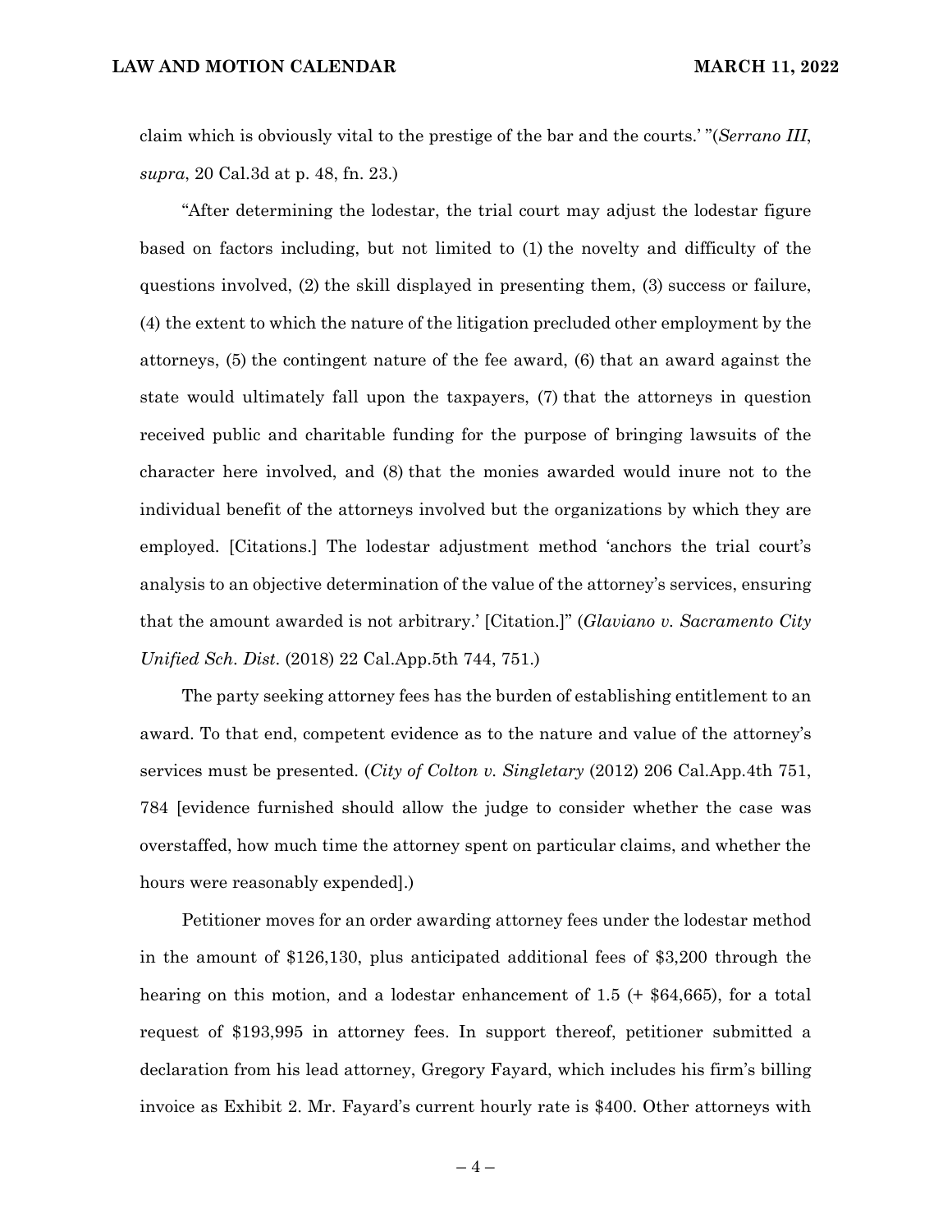claim which is obviously vital to the prestige of the bar and the courts.' "(*Serrano III*, *supra*, 20 Cal.3d at p. 48, fn. 23.)

"After determining the lodestar, the trial court may adjust the lodestar figure based on factors including, but not limited to (1) the novelty and difficulty of the questions involved, (2) the skill displayed in presenting them, (3) success or failure, (4) the extent to which the nature of the litigation precluded other employment by the attorneys, (5) the contingent nature of the fee award, (6) that an award against the state would ultimately fall upon the taxpayers, (7) that the attorneys in question received public and charitable funding for the purpose of bringing lawsuits of the character here involved, and (8) that the monies awarded would inure not to the individual benefit of the attorneys involved but the organizations by which they are employed. [Citations.] The lodestar adjustment method 'anchors the trial court's analysis to an objective determination of the value of the attorney's services, ensuring that the amount awarded is not arbitrary.' [Citation.]" (*Glaviano v. Sacramento City Unified Sch. Dist.* (2018) 22 Cal.App.5th 744, 751.)

The party seeking attorney fees has the burden of establishing entitlement to an award. To that end, competent evidence as to the nature and value of the attorney's services must be presented. (*City of Colton v. Singletary* (2012) 206 Cal.App.4th 751, 784 [evidence furnished should allow the judge to consider whether the case was overstaffed, how much time the attorney spent on particular claims, and whether the hours were reasonably expended].)

Petitioner moves for an order awarding attorney fees under the lodestar method in the amount of $126,130, plus anticipated additional fees of $3,200 through the hearing on this motion, and a lodestar enhancement of 1.5 (+ $64,665), for a total request of $193,995 in attorney fees. In support thereof, petitioner submitted a declaration from his lead attorney, Gregory Fayard, which includes his firm's billing invoice as Exhibit 2. Mr. Fayard's current hourly rate is $400. Other attorneys with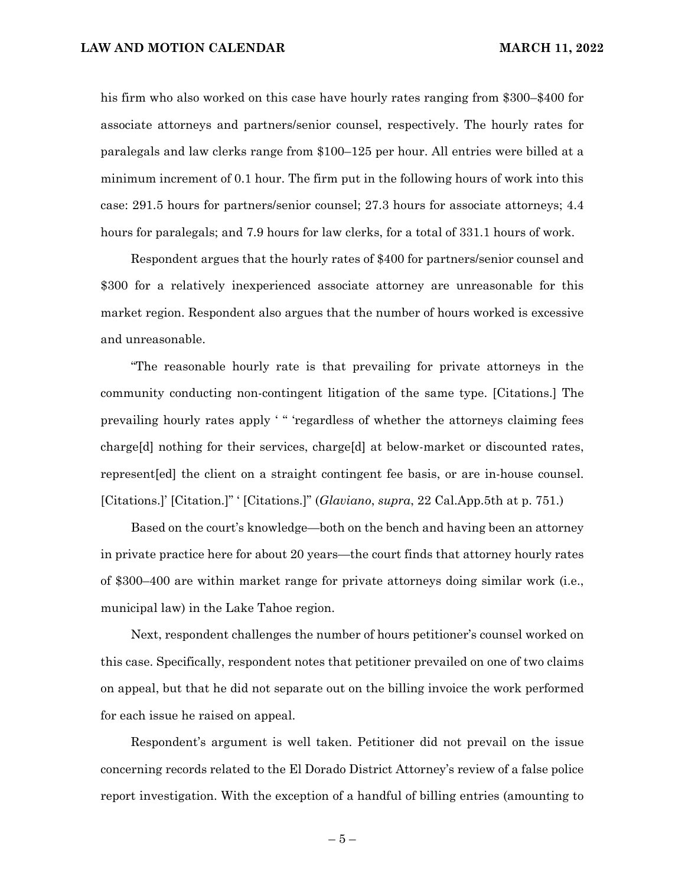his firm who also worked on this case have hourly rates ranging from $300–$400 for associate attorneys and partners/senior counsel, respectively. The hourly rates for paralegals and law clerks range from $100–125 per hour. All entries were billed at a minimum increment of 0.1 hour. The firm put in the following hours of work into this case: 291.5 hours for partners/senior counsel; 27.3 hours for associate attorneys; 4.4 hours for paralegals; and 7.9 hours for law clerks, for a total of 331.1 hours of work.

Respondent argues that the hourly rates of $400 for partners/senior counsel and $300 for a relatively inexperienced associate attorney are unreasonable for this market region. Respondent also argues that the number of hours worked is excessive and unreasonable.

"The reasonable hourly rate is that prevailing for private attorneys in the community conducting non-contingent litigation of the same type. [Citations.] The prevailing hourly rates apply ' " 'regardless of whether the attorneys claiming fees charge[d] nothing for their services, charge[d] at below-market or discounted rates, represent[ed] the client on a straight contingent fee basis, or are in-house counsel. [Citations.]' [Citation.]" ' [Citations.]" (*Glaviano*, *supra*, 22 Cal.App.5th at p. 751.)

Based on the court's knowledge—both on the bench and having been an attorney in private practice here for about 20 years—the court finds that attorney hourly rates of $300–400 are within market range for private attorneys doing similar work (i.e., municipal law) in the Lake Tahoe region.

Next, respondent challenges the number of hours petitioner's counsel worked on this case. Specifically, respondent notes that petitioner prevailed on one of two claims on appeal, but that he did not separate out on the billing invoice the work performed for each issue he raised on appeal.

Respondent's argument is well taken. Petitioner did not prevail on the issue concerning records related to the El Dorado District Attorney's review of a false police report investigation. With the exception of a handful of billing entries (amounting to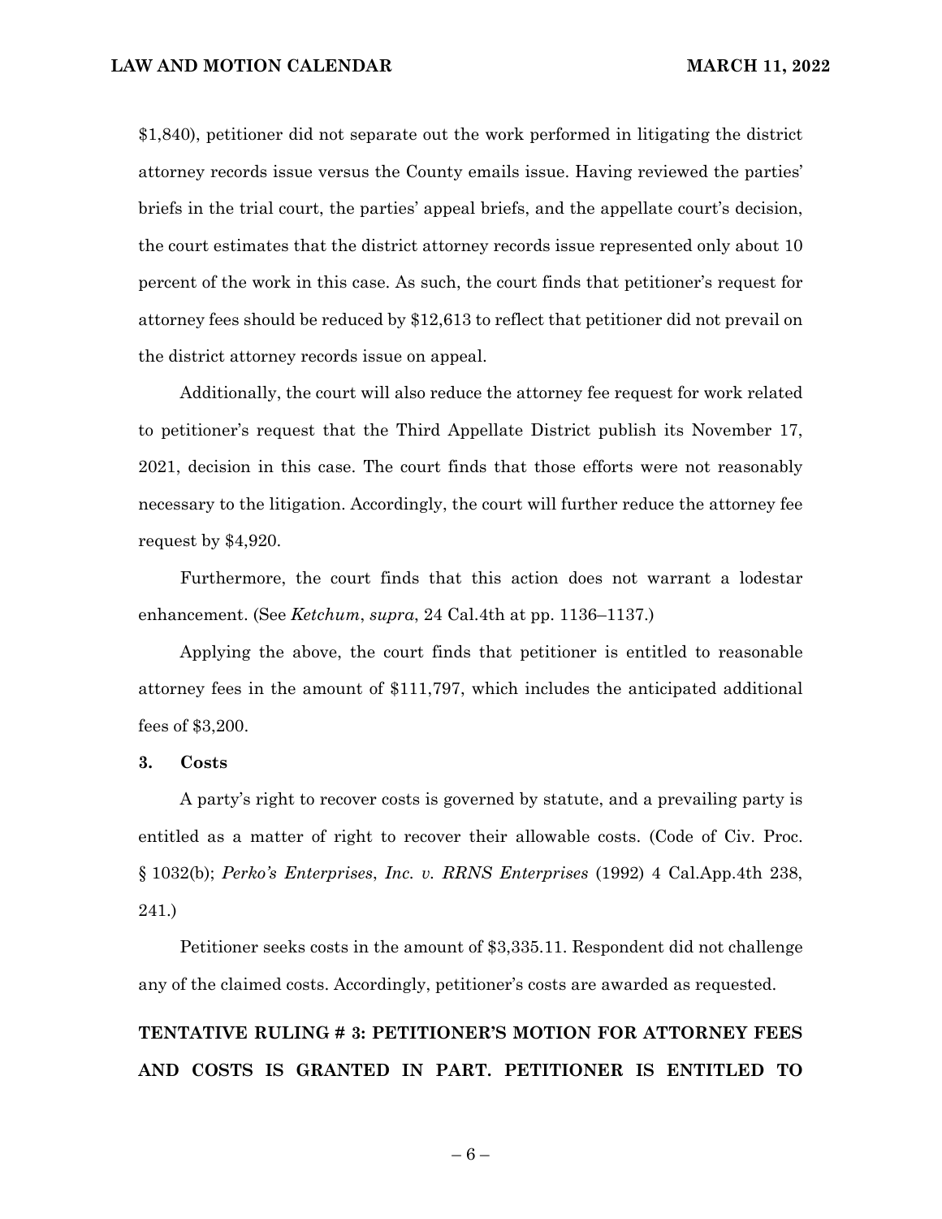$1,840), petitioner did not separate out the work performed in litigating the district attorney records issue versus the County emails issue. Having reviewed the parties' briefs in the trial court, the parties' appeal briefs, and the appellate court's decision, the court estimates that the district attorney records issue represented only about 10 percent of the work in this case. As such, the court finds that petitioner's request for attorney fees should be reduced by $12,613 to reflect that petitioner did not prevail on the district attorney records issue on appeal.

Additionally, the court will also reduce the attorney fee request for work related to petitioner's request that the Third Appellate District publish its November 17, 2021, decision in this case. The court finds that those efforts were not reasonably necessary to the litigation. Accordingly, the court will further reduce the attorney fee request by $4,920.

Furthermore, the court finds that this action does not warrant a lodestar enhancement. (See *Ketchum*, *supra*, 24 Cal.4th at pp. 1136–1137.)

Applying the above, the court finds that petitioner is entitled to reasonable attorney fees in the amount of $111,797, which includes the anticipated additional fees of $3,200.

**3. Costs**

A party's right to recover costs is governed by statute, and a prevailing party is entitled as a matter of right to recover their allowable costs. (Code of Civ. Proc. § 1032(b); *Perko's Enterprises, Inc. v. RRNS Enterprises* (1992) 4 Cal.App.4th 238, 241.)

Petitioner seeks costs in the amount of $3,335.11. Respondent did not challenge any of the claimed costs. Accordingly, petitioner's costs are awarded as requested.

**TENTATIVE RULING # 3: PETITIONER'S MOTION FOR ATTORNEY FEES AND COSTS IS GRANTED IN PART. PETITIONER IS ENTITLED TO**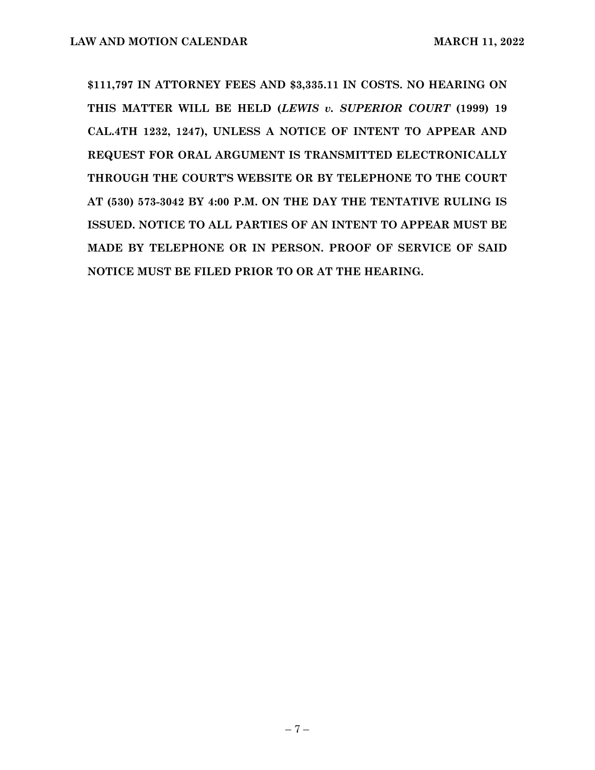**$111,797 IN ATTORNEY FEES AND $3,335.11 IN COSTS. NO HEARING ON THIS MATTER WILL BE HELD (*LEWIS v. SUPERIOR COURT* (1999) 19 CAL.4TH 1232, 1247), UNLESS A NOTICE OF INTENT TO APPEAR AND REQUEST FOR ORAL ARGUMENT IS TRANSMITTED ELECTRONICALLY THROUGH THE COURT'S WEBSITE OR BY TELEPHONE TO THE COURT AT (530) 573-3042 BY 4:00 P.M. ON THE DAY THE TENTATIVE RULING IS ISSUED. NOTICE TO ALL PARTIES OF AN INTENT TO APPEAR MUST BE MADE BY TELEPHONE OR IN PERSON. PROOF OF SERVICE OF SAID NOTICE MUST BE FILED PRIOR TO OR AT THE HEARING.**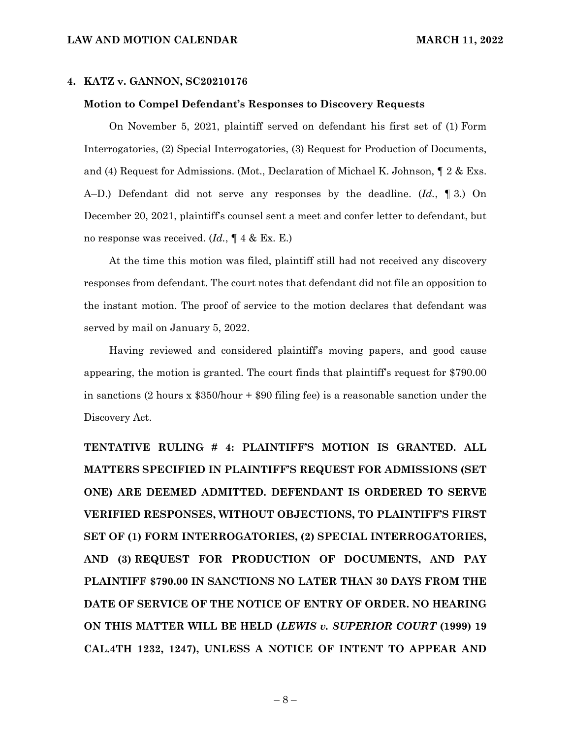## 4. KATZ v. GANNON, SC20210176

### Motion to Compel Defendant's Responses to Discovery Requests

On November 5, 2021, plaintiff served on defendant his first set of (1) Form Interrogatories, (2) Special Interrogatories, (3) Request for Production of Documents, and (4) Request for Admissions. (Mot., Declaration of Michael K. Johnson, ¶ 2 & Exs. A–D.) Defendant did not serve any responses by the deadline. (*Id.*, ¶ 3.) On December 20, 2021, plaintiff's counsel sent a meet and confer letter to defendant, but no response was received. (*Id.*, ¶ 4 & Ex. E.)

At the time this motion was filed, plaintiff still had not received any discovery responses from defendant. The court notes that defendant did not file an opposition to the instant motion. The proof of service to the motion declares that defendant was served by mail on January 5, 2022.

Having reviewed and considered plaintiff's moving papers, and good cause appearing, the motion is granted. The court finds that plaintiff's request for $790.00 in sanctions (2 hours x $350/hour + $90 filing fee) is a reasonable sanction under the Discovery Act.

**TENTATIVE RULING # 4: PLAINTIFF'S MOTION IS GRANTED. ALL MATTERS SPECIFIED IN PLAINTIFF'S REQUEST FOR ADMISSIONS (SET ONE) ARE DEEMED ADMITTED. DEFENDANT IS ORDERED TO SERVE VERIFIED RESPONSES, WITHOUT OBJECTIONS, TO PLAINTIFF'S FIRST SET OF (1) FORM INTERROGATORIES, (2) SPECIAL INTERROGATORIES, AND (3) REQUEST FOR PRODUCTION OF DOCUMENTS, AND PAY PLAINTIFF $790.00 IN SANCTIONS NO LATER THAN 30 DAYS FROM THE DATE OF SERVICE OF THE NOTICE OF ENTRY OF ORDER. NO HEARING ON THIS MATTER WILL BE HELD (*LEWIS v. SUPERIOR COURT* (1999) 19 CAL.4TH 1232, 1247), UNLESS A NOTICE OF INTENT TO APPEAR AND**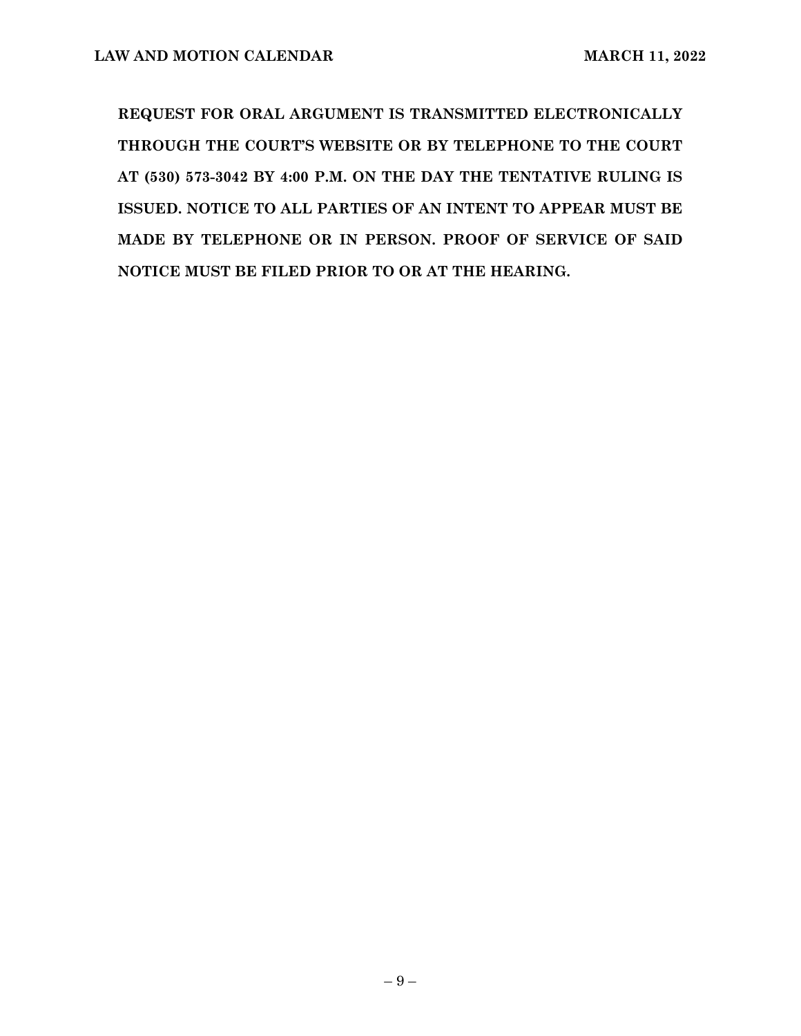**REQUEST FOR ORAL ARGUMENT IS TRANSMITTED ELECTRONICALLY THROUGH THE COURT'S WEBSITE OR BY TELEPHONE TO THE COURT AT (530) 573-3042 BY 4:00 P.M. ON THE DAY THE TENTATIVE RULING IS ISSUED. NOTICE TO ALL PARTIES OF AN INTENT TO APPEAR MUST BE MADE BY TELEPHONE OR IN PERSON. PROOF OF SERVICE OF SAID NOTICE MUST BE FILED PRIOR TO OR AT THE HEARING.**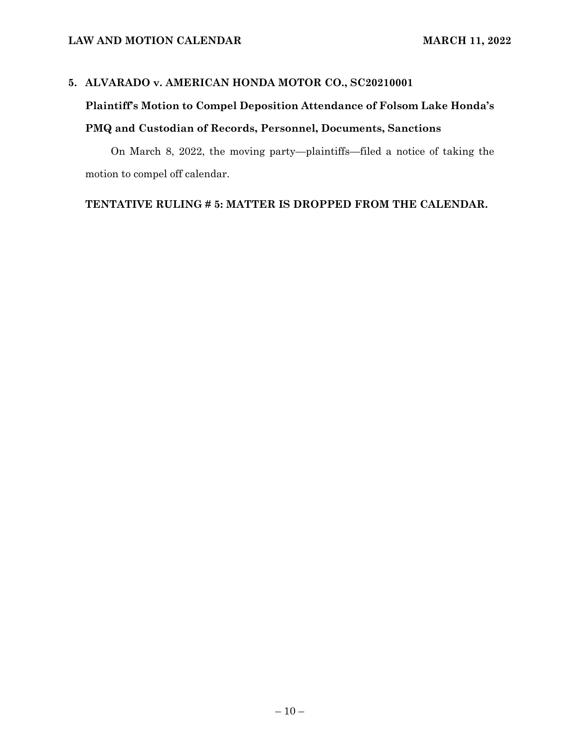## 5. ALVARADO v. AMERICAN HONDA MOTOR CO., SC20210001

### Plaintiff's Motion to Compel Deposition Attendance of Folsom Lake Honda's PMQ and Custodian of Records, Personnel, Documents, Sanctions

On March 8, 2022, the moving party—plaintiffs—filed a notice of taking the motion to compel off calendar.

**TENTATIVE RULING # 5: MATTER IS DROPPED FROM THE CALENDAR.**